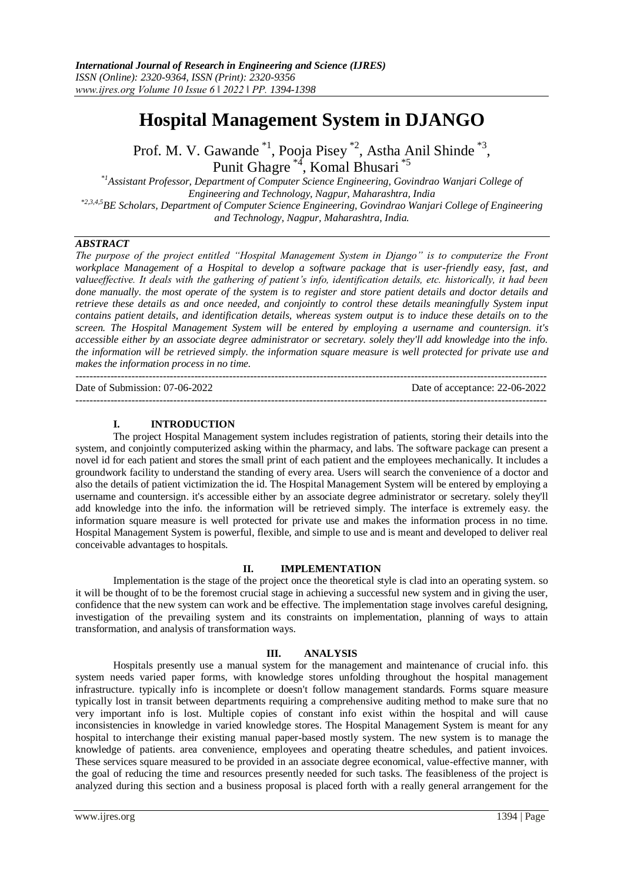# Hospital Management System in DJANGO

Prof. M. V. Gawande [*1], Pooja Pisey [*2], Astha Anil Shinde [*3], Punit Ghagre [*4], Komal Bhusari [*5]

[*1]Assistant Professor, Department of Computer Science Engineering, Govindrao Wanjari College of Engineering and Technology, Nagpur, Maharashtra, India

[*2,3,4,5]BE Scholars, Department of Computer Science Engineering, Govindrao Wanjari College of Engineering and Technology, Nagpur, Maharashtra, India.

## ABSTRACT

*The purpose of the project entitled "Hospital Management System in Django" is to computerize the Front workplace Management of a Hospital to develop a software package that is user-friendly easy, fast, and valueeffective. It deals with the gathering of patient's info, identification details, etc. historically, it had been done manually. the most operate of the system is to register and store patient details and doctor details and retrieve these details as and once needed, and conjointly to control these details meaningfully System input contains patient details, and identification details, whereas system output is to induce these details on to the screen. The Hospital Management System will be entered by employing a username and countersign. it's accessible either by an associate degree administrator or secretary. solely they'll add knowledge into the info. the information will be retrieved simply. the information square measure is well protected for private use and makes the information process in no time.*

---

Date of Submission: 07-06-2022 | Date of acceptance: 22-06-2022

---

## I. INTRODUCTION

The project Hospital Management system includes registration of patients, storing their details into the system, and conjointly computerized asking within the pharmacy, and labs. The software package can present a novel id for each patient and stores the small print of each patient and the employees mechanically. It includes a groundwork facility to understand the standing of every area. Users will search the convenience of a doctor and also the details of patient victimization the id. The Hospital Management System will be entered by employing a username and countersign. it's accessible either by an associate degree administrator or secretary. solely they'll add knowledge into the info. the information will be retrieved simply. The interface is extremely easy. the information square measure is well protected for private use and makes the information process in no time. Hospital Management System is powerful, flexible, and simple to use and is meant and developed to deliver real conceivable advantages to hospitals.

## II. IMPLEMENTATION

Implementation is the stage of the project once the theoretical style is clad into an operating system. so it will be thought of to be the foremost crucial stage in achieving a successful new system and in giving the user, confidence that the new system can work and be effective. The implementation stage involves careful designing, investigation of the prevailing system and its constraints on implementation, planning of ways to attain transformation, and analysis of transformation ways.

## III. ANALYSIS

Hospitals presently use a manual system for the management and maintenance of crucial info. this system needs varied paper forms, with knowledge stores unfolding throughout the hospital management infrastructure. typically info is incomplete or doesn't follow management standards. Forms square measure typically lost in transit between departments requiring a comprehensive auditing method to make sure that no very important info is lost. Multiple copies of constant info exist within the hospital and will cause inconsistencies in knowledge in varied knowledge stores. The Hospital Management System is meant for any hospital to interchange their existing manual paper-based mostly system. The new system is to manage the knowledge of patients. area convenience, employees and operating theatre schedules, and patient invoices. These services square measured to be provided in an associate degree economical, value-effective manner, with the goal of reducing the time and resources presently needed for such tasks. The feasibleness of the project is analyzed during this section and a business proposal is placed forth with a really general arrangement for the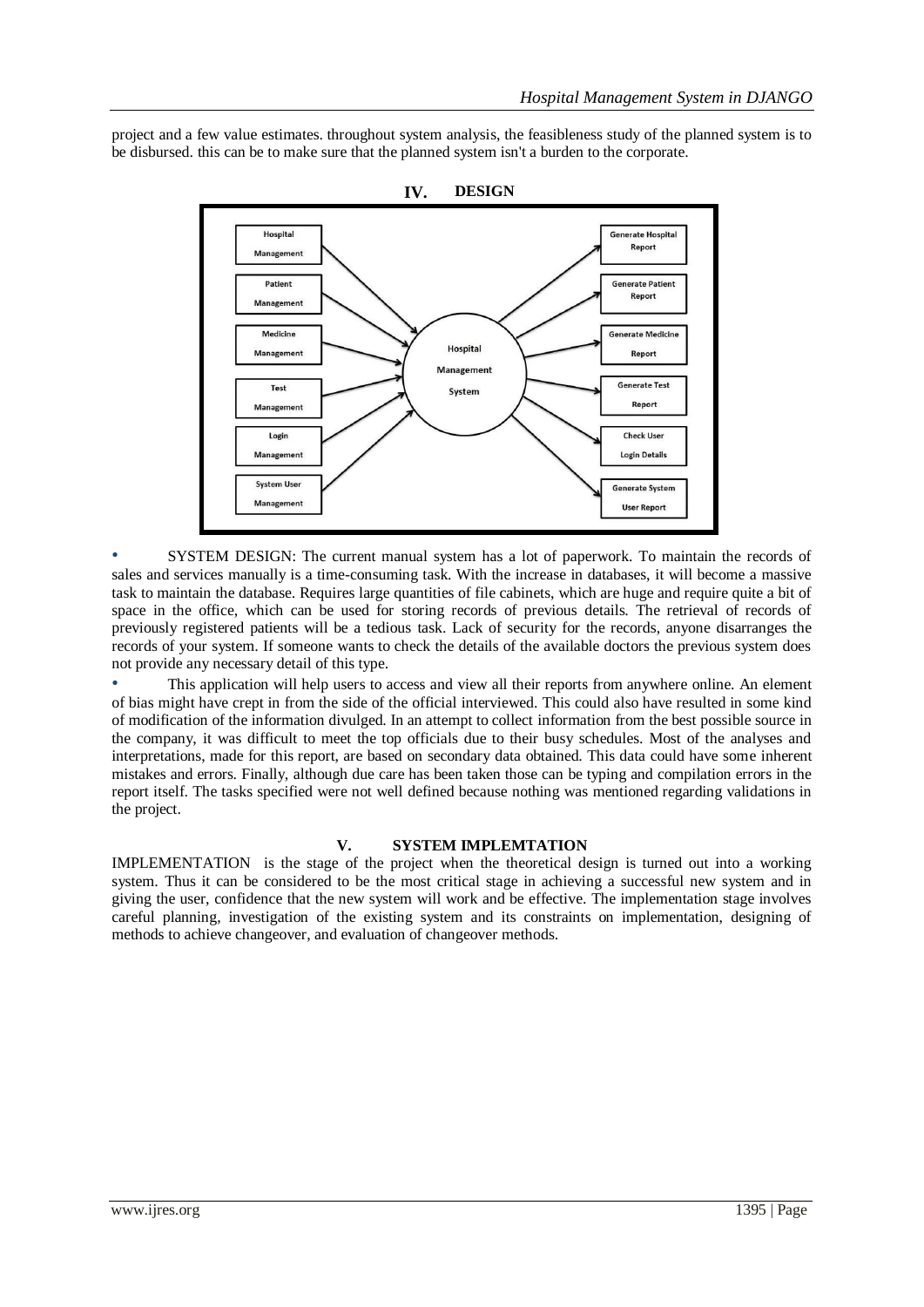project and a few value estimates. throughout system analysis, the feasibleness study of the planned system is to be disbursed. this can be to make sure that the planned system isn't a burden to the corporate.

## IV. DESIGN

- SYSTEM DESIGN: The current manual system has a lot of paperwork. To maintain the records of sales and services manually is a time-consuming task. With the increase in databases, it will become a massive task to maintain the database. Requires large quantities of file cabinets, which are huge and require quite a bit of space in the office, which can be used for storing records of previous details. The retrieval of records of previously registered patients will be a tedious task. Lack of security for the records, anyone disarranges the records of your system. If someone wants to check the details of the available doctors the previous system does not provide any necessary detail of this type.
- This application will help users to access and view all their reports from anywhere online. An element of bias might have crept in from the side of the official interviewed. This could also have resulted in some kind of modification of the information divulged. In an attempt to collect information from the best possible source in the company, it was difficult to meet the top officials due to their busy schedules. Most of the analyses and interpretations, made for this report, are based on secondary data obtained. This data could have some inherent mistakes and errors. Finally, although due care has been taken those can be typing and compilation errors in the report itself. The tasks specified were not well defined because nothing was mentioned regarding validations in the project.

## V. SYSTEM IMPLEMTATION

IMPLEMENTATION is the stage of the project when the theoretical design is turned out into a working system. Thus it can be considered to be the most critical stage in achieving a successful new system and in giving the user, confidence that the new system will work and be effective. The implementation stage involves careful planning, investigation of the existing system and its constraints on implementation, designing of methods to achieve changeover, and evaluation of changeover methods.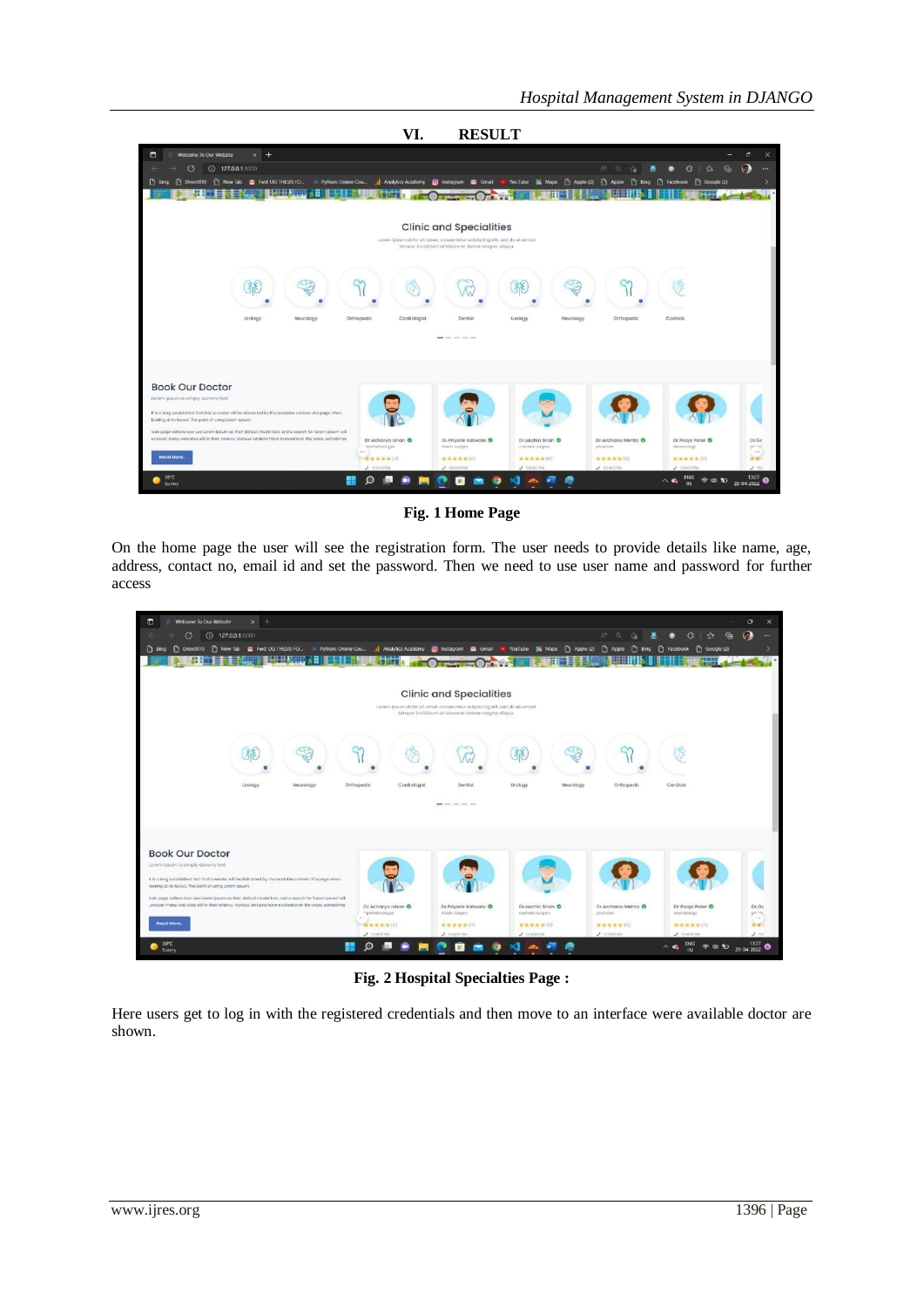## VI. RESULT

**Fig. 1 Home Page**

On the home page the user will see the registration form. The user needs to provide details like name, age, address, contact no, email id and set the password. Then we need to use user name and password for further access

**Fig. 2 Hospital Specialties Page :**

Here users get to log in with the registered credentials and then move to an interface were available doctor are shown.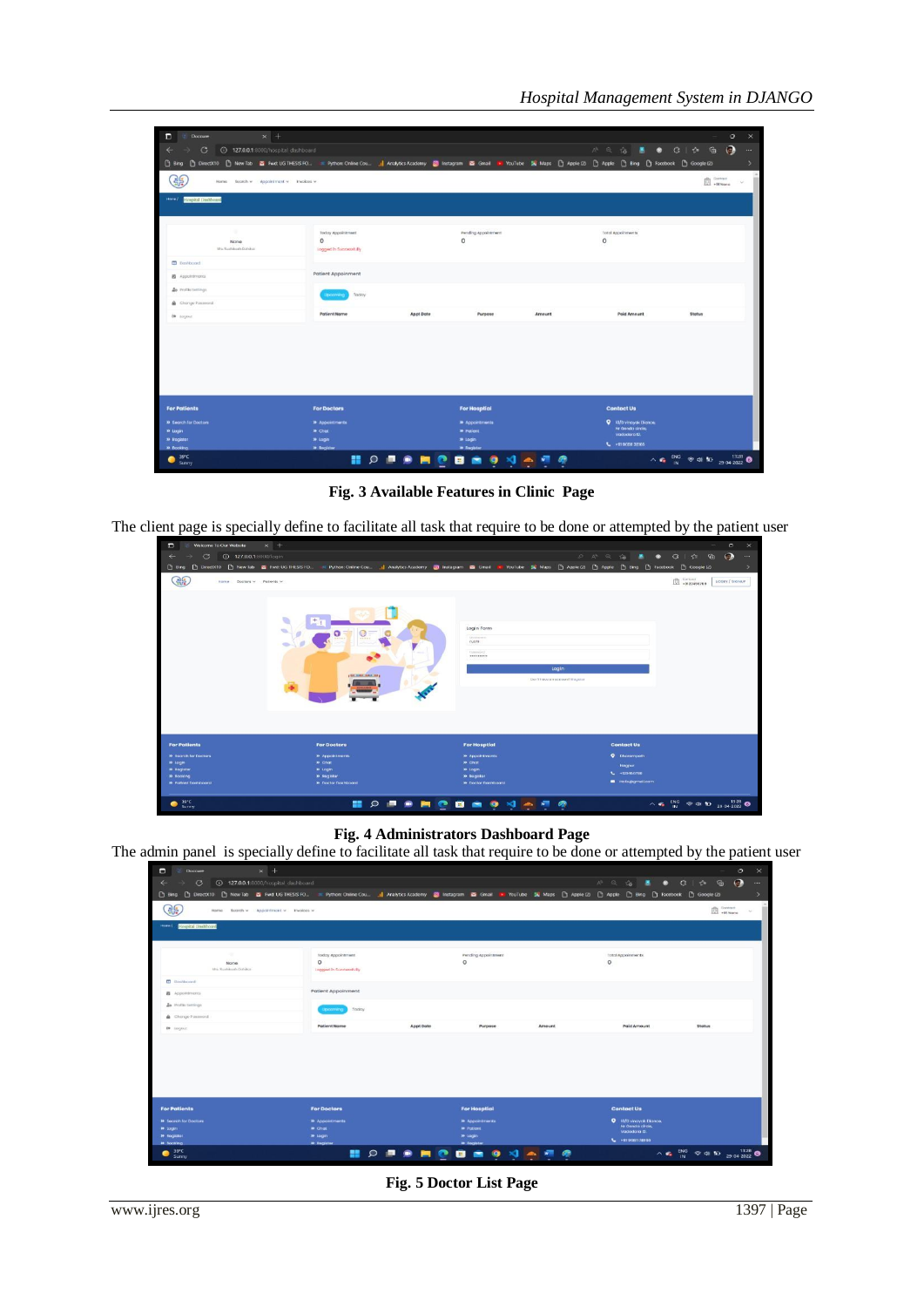Fig. 3 Available Features in Clinic Page

The client page is specially define to facilitate all task that require to be done or attempted by the patient user

Fig. 4 Administrators Dashboard Page

The admin panel is specially define to facilitate all task that require to be done or attempted by the patient user

Fig. 5 Doctor List Page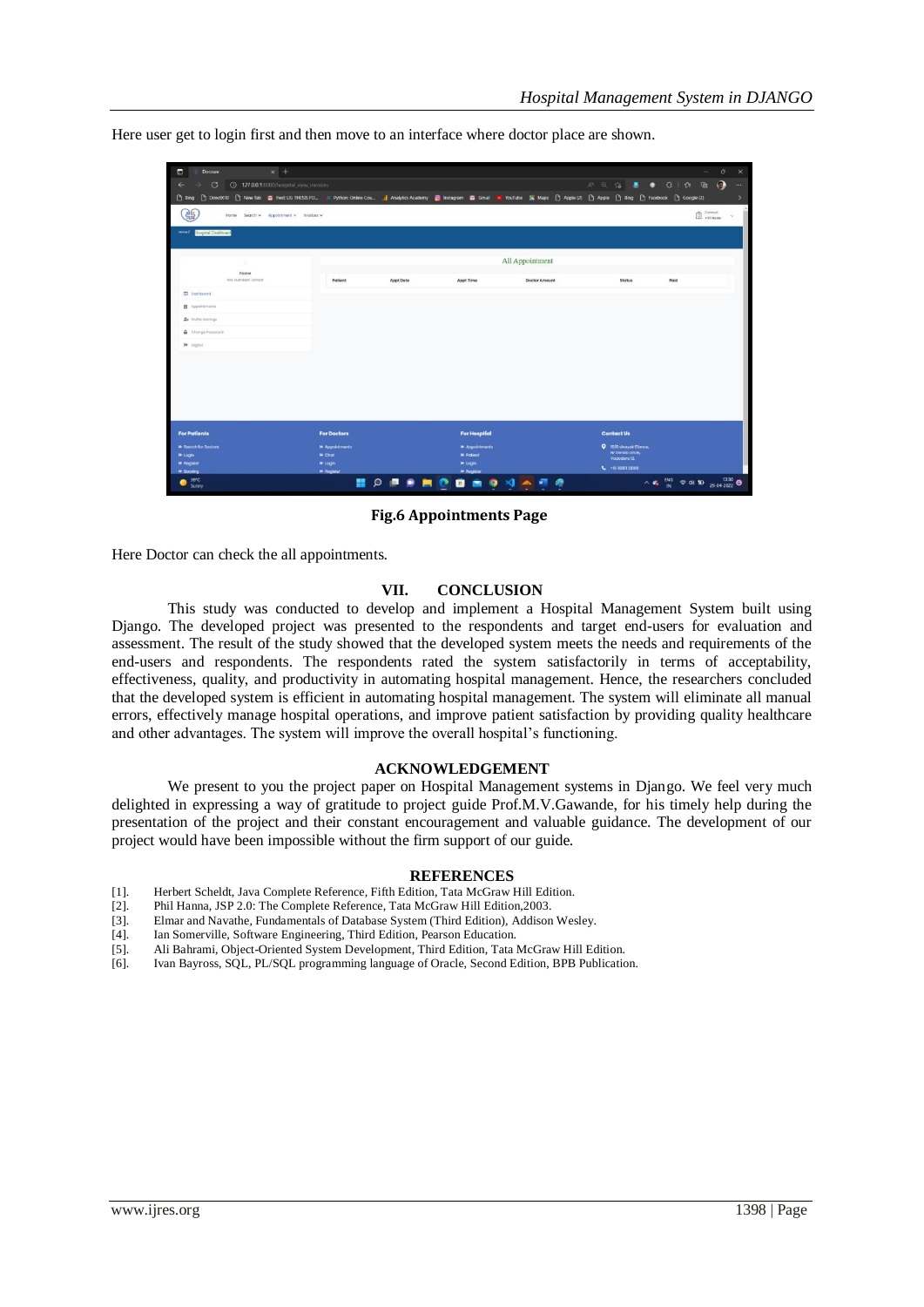Here user get to login first and then move to an interface where doctor place are shown.

**Fig.6 Appointments Page**

Here Doctor can check the all appointments.

## VII. CONCLUSION

This study was conducted to develop and implement a Hospital Management System built using Django. The developed project was presented to the respondents and target end-users for evaluation and assessment. The result of the study showed that the developed system meets the needs and requirements of the end-users and respondents. The respondents rated the system satisfactorily in terms of acceptability, effectiveness, quality, and productivity in automating hospital management. Hence, the researchers concluded that the developed system is efficient in automating hospital management. The system will eliminate all manual errors, effectively manage hospital operations, and improve patient satisfaction by providing quality healthcare and other advantages. The system will improve the overall hospital's functioning.

## ACKNOWLEDGEMENT

We present to you the project paper on Hospital Management systems in Django. We feel very much delighted in expressing a way of gratitude to project guide Prof.M.V.Gawande, for his timely help during the presentation of the project and their constant encouragement and valuable guidance. The development of our project would have been impossible without the firm support of our guide.

## REFERENCES

[1]. Herbert Scheldt, Java Complete Reference, Fifth Edition, Tata McGraw Hill Edition.
[2]. Phil Hanna, JSP 2.0: The Complete Reference, Tata McGraw Hill Edition,2003.
[3]. Elmar and Navathe, Fundamentals of Database System (Third Edition), Addison Wesley.
[4]. Ian Somerville, Software Engineering, Third Edition, Pearson Education.
[5]. Ali Bahrami, Object-Oriented System Development, Third Edition, Tata McGraw Hill Edition.
[6]. Ivan Bayross, SQL, PL/SQL programming language of Oracle, Second Edition, BPB Publication.